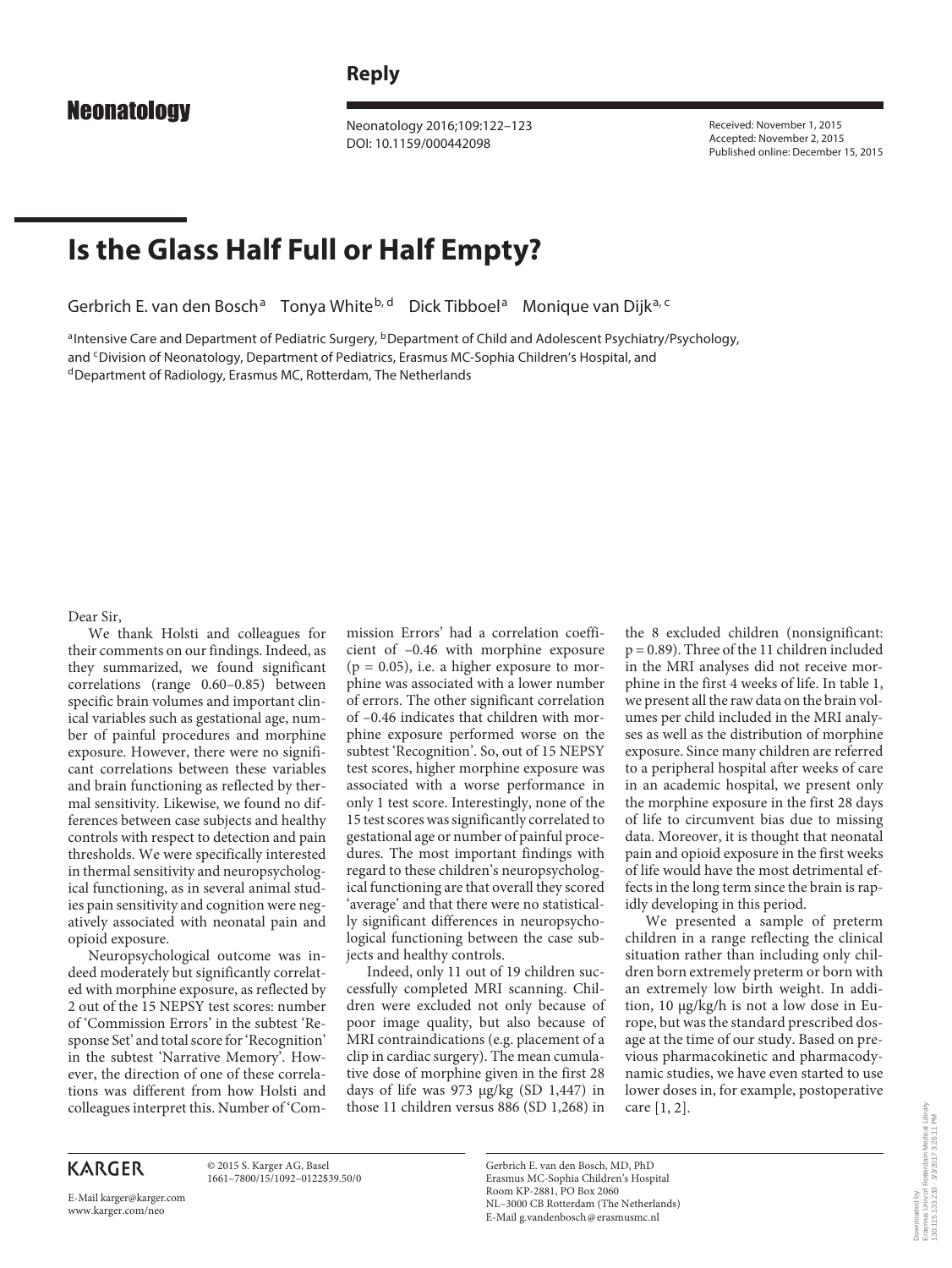Reply

# Is the Glass Half Full or Half Empty?

Gerbrich E. van den Bosch[a] Tonya White[b, d] Dick Tibboel[a] Monique van Dijk[a, c]

[a]Intensive Care and Department of Pediatric Surgery, [b]Department of Child and Adolescent Psychiatry/Psychology, and [c]Division of Neonatology, Department of Pediatrics, Erasmus MC-Sophia Children's Hospital, and [d]Department of Radiology, Erasmus MC, Rotterdam, The Netherlands

Received: November 1, 2015
Accepted: November 2, 2015
Published online: December 15, 2015

Dear Sir,

We thank Holsti and colleagues for their comments on our findings. Indeed, as they summarized, we found significant correlations (range 0.60–0.85) between specific brain volumes and important clinical variables such as gestational age, number of painful procedures and morphine exposure. However, there were no significant correlations between these variables and brain functioning as reflected by thermal sensitivity. Likewise, we found no differences between case subjects and healthy controls with respect to detection and pain thresholds. We were specifically interested in thermal sensitivity and neuropsychological functioning, as in several animal studies pain sensitivity and cognition were negatively associated with neonatal pain and opioid exposure.

Neuropsychological outcome was indeed moderately but significantly correlated with morphine exposure, as reflected by 2 out of the 15 NEPSY test scores: number of 'Commission Errors' in the subtest 'Response Set' and total score for 'Recognition' in the subtest 'Narrative Memory'. However, the direction of one of these correlations was different from how Holsti and colleagues interpret this. Number of 'Commission Errors' had a correlation coefficient of –0.46 with morphine exposure ($p = 0.05$), i.e. a higher exposure to morphine was associated with a lower number of errors. The other significant correlation of –0.46 indicates that children with morphine exposure performed worse on the subtest 'Recognition'. So, out of 15 NEPSY test scores, higher morphine exposure was associated with a worse performance in only 1 test score. Interestingly, none of the 15 test scores was significantly correlated to gestational age or number of painful procedures. The most important findings with regard to these children's neuropsychological functioning are that overall they scored 'average' and that there were no statistically significant differences in neuropsychological functioning between the case subjects and healthy controls.

Indeed, only 11 out of 19 children successfully completed MRI scanning. Children were excluded not only because of poor image quality, but also because of MRI contraindications (e.g. placement of a clip in cardiac surgery). The mean cumulative dose of morphine given in the first 28 days of life was 973 μg/kg (SD 1,447) in those 11 children versus 886 (SD 1,268) in the 8 excluded children (nonsignificant: $p = 0.89$). Three of the 11 children included in the MRI analyses did not receive morphine in the first 4 weeks of life. In table 1, we present all the raw data on the brain volumes per child included in the MRI analyses as well as the distribution of morphine exposure. Since many children are referred to a peripheral hospital after weeks of care in an academic hospital, we present only the morphine exposure in the first 28 days of life to circumvent bias due to missing data. Moreover, it is thought that neonatal pain and opioid exposure in the first weeks of life would have the most detrimental effects in the long term since the brain is rapidly developing in this period.

We presented a sample of preterm children in a range reflecting the clinical situation rather than including only children born extremely preterm or born with an extremely low birth weight. In addition, 10 μg/kg/h is not a low dose in Europe, but was the standard prescribed dosage at the time of our study. Based on previous pharmacokinetic and pharmacodynamic studies, we have even started to use lower doses in, for example, postoperative care [1, 2].

© 2015 S. Karger AG, Basel
1661–7800/15/1092–0122$39.50/0

E-Mail karger@karger.com
www.karger.com/neo

Gerbrich E. van den Bosch, MD, PhD
Erasmus MC-Sophia Children's Hospital
Room KP-2881, PO Box 2060
NL–3000 CB Rotterdam (The Netherlands)
E-Mail g.vandenbosch@erasmusmc.nl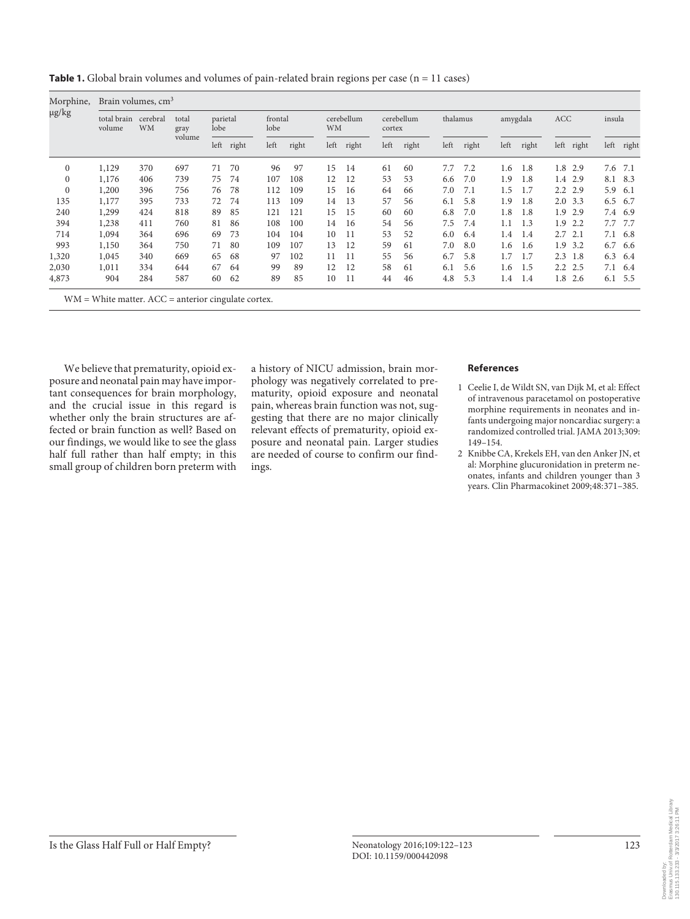**Table 1.** Global brain volumes and volumes of pain-related brain regions per case (n = 11 cases)

| Morphine, µg/kg | Brain volumes, cm³ | | | | | | | | | | | | | | | | | | | | | | |
|---|---|---|---|---|---|---|---|---|---|---|---|---|---|---|---|---|---|---|---|---|---|---|---|
| | total brain volume | cerebral WM | total gray volume | parietal lobe | | frontal lobe | | cerebellum WM | | cerebellum cortex | | thalamus | | amygdala | | ACC | | insula | | | | | |
| | | | | left | right | left | right | left | right | left | right | left | right | left | right | left | right | left | right | | | | |
| 0 | 1,129 | 370 | 697 | 71 | 70 | 96 | 97 | 15 | 14 | 61 | 60 | 7.7 | 7.2 | 1.6 | 1.8 | 1.8 | 2.9 | 7.6 | 7.1 | | | | |
| 0 | 1,176 | 406 | 739 | 75 | 74 | 107 | 108 | 12 | 12 | 53 | 53 | 6.6 | 7.0 | 1.9 | 1.8 | 1.4 | 2.9 | 8.1 | 8.3 | | | | |
| 0 | 1,200 | 396 | 756 | 76 | 78 | 112 | 109 | 15 | 16 | 64 | 66 | 7.0 | 7.1 | 1.5 | 1.7 | 2.2 | 2.9 | 5.9 | 6.1 | | | | |
| 135 | 1,177 | 395 | 733 | 72 | 74 | 113 | 109 | 14 | 13 | 57 | 56 | 6.1 | 5.8 | 1.9 | 1.8 | 2.0 | 3.3 | 6.5 | 6.7 | | | | |
| 240 | 1,299 | 424 | 818 | 89 | 85 | 121 | 121 | 15 | 15 | 60 | 60 | 6.8 | 7.0 | 1.8 | 1.8 | 1.9 | 2.9 | 7.4 | 6.9 | | | | |
| 394 | 1,238 | 411 | 760 | 81 | 86 | 108 | 100 | 14 | 16 | 54 | 56 | 7.5 | 7.4 | 1.1 | 1.3 | 1.9 | 2.2 | 7.7 | 7.7 | | | | |
| 714 | 1,094 | 364 | 696 | 69 | 73 | 104 | 104 | 10 | 11 | 53 | 52 | 6.0 | 6.4 | 1.4 | 1.4 | 2.7 | 2.1 | 7.1 | 6.8 | | | | |
| 993 | 1,150 | 364 | 750 | 71 | 80 | 109 | 107 | 13 | 12 | 59 | 61 | 7.0 | 8.0 | 1.6 | 1.6 | 1.9 | 3.2 | 6.7 | 6.6 | | | | |
| 1,320 | 1,045 | 340 | 669 | 65 | 68 | 97 | 102 | 11 | 11 | 55 | 56 | 6.7 | 5.8 | 1.7 | 1.7 | 2.3 | 1.8 | 6.3 | 6.4 | | | | |
| 2,030 | 1,011 | 334 | 644 | 67 | 64 | 99 | 89 | 12 | 12 | 58 | 61 | 6.1 | 5.6 | 1.6 | 1.5 | 2.2 | 2.5 | 7.1 | 6.4 | | | | |
| 4,873 | 904 | 284 | 587 | 60 | 62 | 89 | 85 | 10 | 11 | 44 | 46 | 4.8 | 5.3 | 1.4 | 1.4 | 1.8 | 2.6 | 6.1 | 5.5 | | | | |

WM = White matter. ACC = anterior cingulate cortex.

We believe that prematurity, opioid exposure and neonatal pain may have important consequences for brain morphology, and the crucial issue in this regard is whether only the brain structures are affected or brain function as well? Based on our findings, we would like to see the glass half full rather than half empty; in this small group of children born preterm with a history of NICU admission, brain morphology was negatively correlated to prematurity, opioid exposure and neonatal pain, whereas brain function was not, suggesting that there are no major clinically relevant effects of prematurity, opioid exposure and neonatal pain. Larger studies are needed of course to confirm our findings.

## References

1. Ceelie I, de Wildt SN, van Dijk M, et al: Effect of intravenous paracetamol on postoperative morphine requirements in neonates and infants undergoing major noncardiac surgery: a randomized controlled trial. JAMA 2013;309:149–154.
2. Knibbe CA, Krekels EH, van den Anker JN, et al: Morphine glucuronidation in preterm neonates, infants and children younger than 3 years. Clin Pharmacokinet 2009;48:371–385.